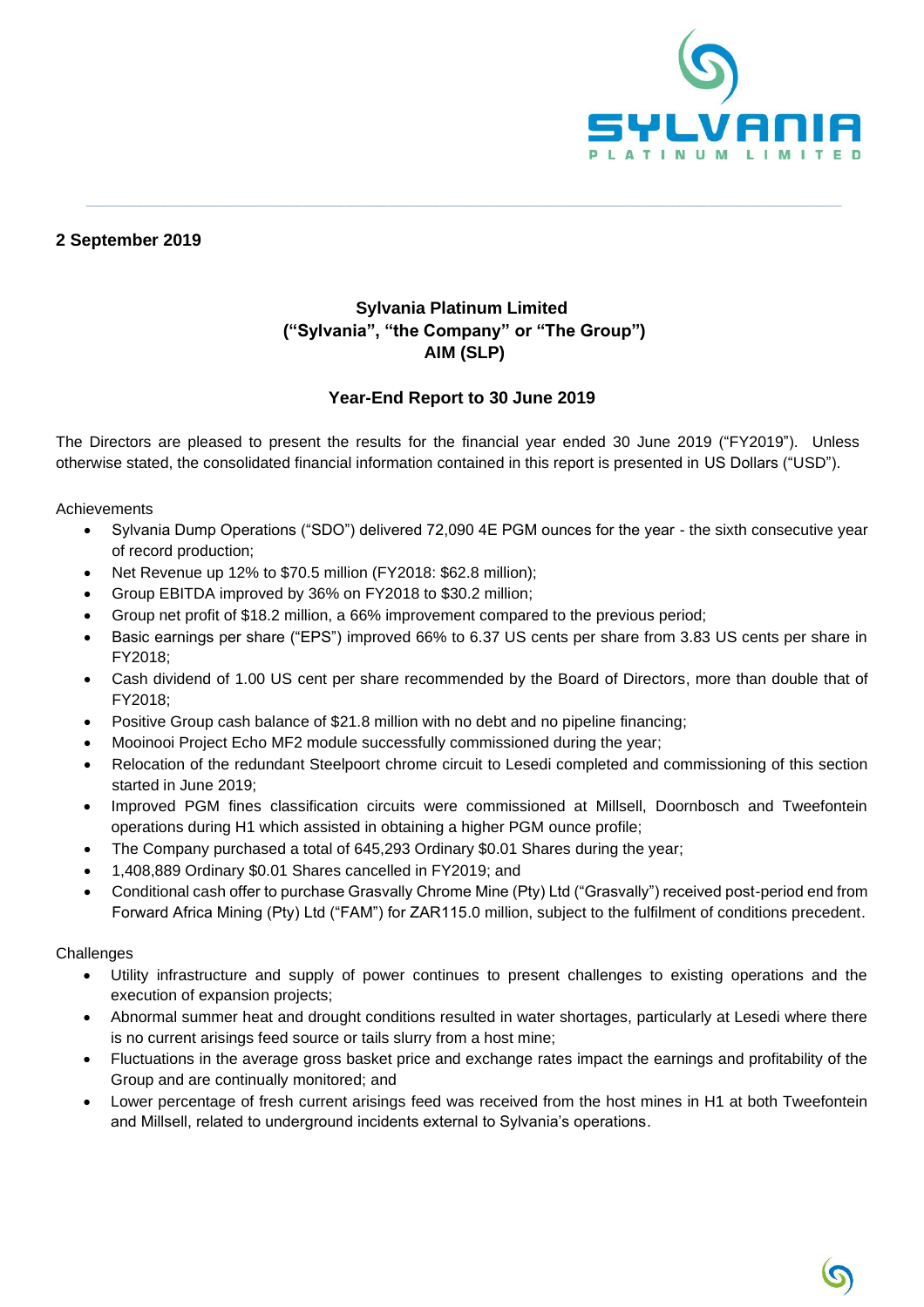**2 September 2019**

**Sylvania Platinum Limited**
**("Sylvania", "the Company" or "The Group")**
**AIM (SLP)**

## Year-End Report to 30 June 2019

The Directors are pleased to present the results for the financial year ended 30 June 2019 ("FY2019"). Unless otherwise stated, the consolidated financial information contained in this report is presented in US Dollars ("USD").

Achievements

- Sylvania Dump Operations ("SDO") delivered 72,090 4E PGM ounces for the year - the sixth consecutive year of record production;
- Net Revenue up 12% to $70.5 million (FY2018: $62.8 million);
- Group EBITDA improved by 36% on FY2018 to $30.2 million;
- Group net profit of $18.2 million, a 66% improvement compared to the previous period;
- Basic earnings per share ("EPS") improved 66% to 6.37 US cents per share from 3.83 US cents per share in FY2018;
- Cash dividend of 1.00 US cent per share recommended by the Board of Directors, more than double that of FY2018;
- Positive Group cash balance of $21.8 million with no debt and no pipeline financing;
- Mooinooi Project Echo MF2 module successfully commissioned during the year;
- Relocation of the redundant Steelpoort chrome circuit to Lesedi completed and commissioning of this section started in June 2019;
- Improved PGM fines classification circuits were commissioned at Millsell, Doornbosch and Tweefontein operations during H1 which assisted in obtaining a higher PGM ounce profile;
- The Company purchased a total of 645,293 Ordinary $0.01 Shares during the year;
- 1,408,889 Ordinary $0.01 Shares cancelled in FY2019; and
- Conditional cash offer to purchase Grasvally Chrome Mine (Pty) Ltd ("Grasvally") received post-period end from Forward Africa Mining (Pty) Ltd ("FAM") for ZAR115.0 million, subject to the fulfilment of conditions precedent.

Challenges

- Utility infrastructure and supply of power continues to present challenges to existing operations and the execution of expansion projects;
- Abnormal summer heat and drought conditions resulted in water shortages, particularly at Lesedi where there is no current arisings feed source or tails slurry from a host mine;
- Fluctuations in the average gross basket price and exchange rates impact the earnings and profitability of the Group and are continually monitored; and
- Lower percentage of fresh current arisings feed was received from the host mines in H1 at both Tweefontein and Millsell, related to underground incidents external to Sylvania's operations.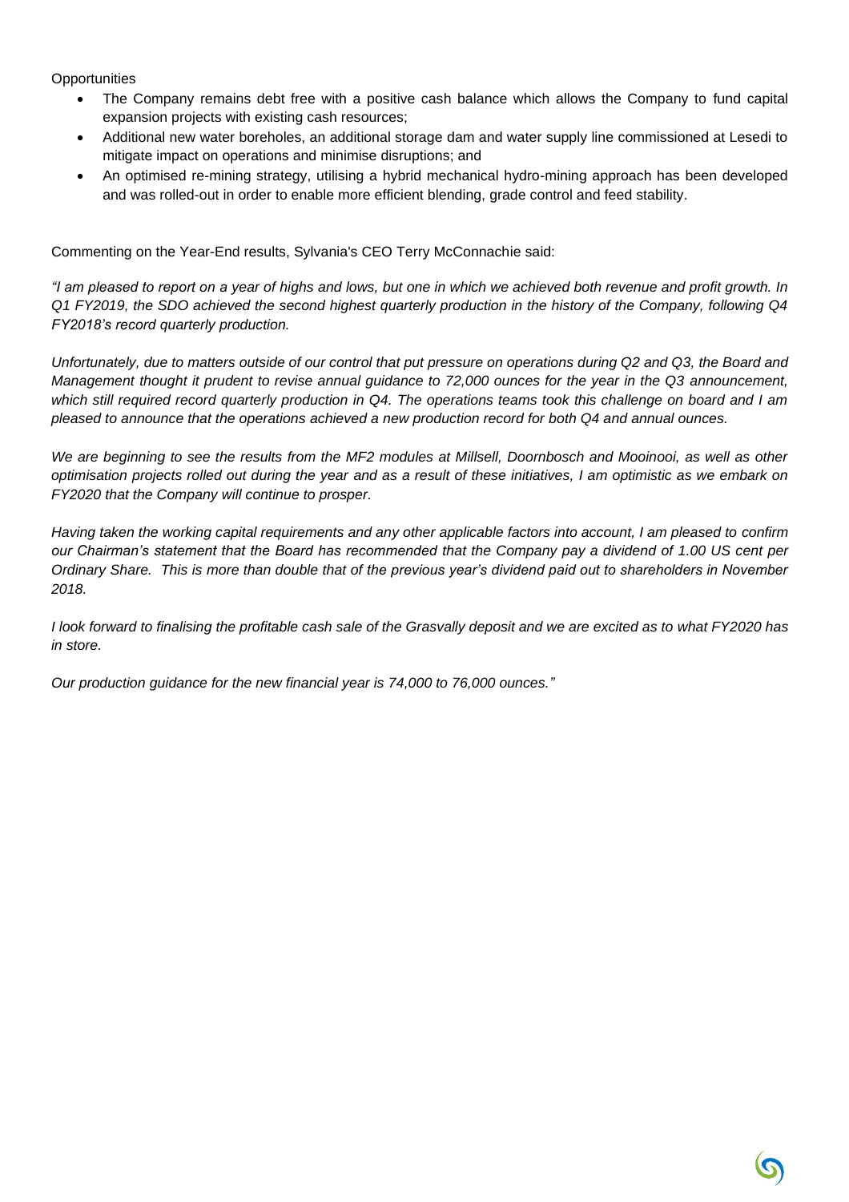Opportunities

- The Company remains debt free with a positive cash balance which allows the Company to fund capital expansion projects with existing cash resources;
- Additional new water boreholes, an additional storage dam and water supply line commissioned at Lesedi to mitigate impact on operations and minimise disruptions; and
- An optimised re-mining strategy, utilising a hybrid mechanical hydro-mining approach has been developed and was rolled-out in order to enable more efficient blending, grade control and feed stability.

Commenting on the Year-End results, Sylvania's CEO Terry McConnachie said:

*"I am pleased to report on a year of highs and lows, but one in which we achieved both revenue and profit growth. In Q1 FY2019, the SDO achieved the second highest quarterly production in the history of the Company, following Q4 FY2018's record quarterly production.*

*Unfortunately, due to matters outside of our control that put pressure on operations during Q2 and Q3, the Board and Management thought it prudent to revise annual guidance to 72,000 ounces for the year in the Q3 announcement, which still required record quarterly production in Q4. The operations teams took this challenge on board and I am pleased to announce that the operations achieved a new production record for both Q4 and annual ounces.*

*We are beginning to see the results from the MF2 modules at Millsell, Doornbosch and Mooinooi, as well as other optimisation projects rolled out during the year and as a result of these initiatives, I am optimistic as we embark on FY2020 that the Company will continue to prosper.*

*Having taken the working capital requirements and any other applicable factors into account, I am pleased to confirm our Chairman's statement that the Board has recommended that the Company pay a dividend of 1.00 US cent per Ordinary Share. This is more than double that of the previous year's dividend paid out to shareholders in November 2018.*

*I look forward to finalising the profitable cash sale of the Grasvally deposit and we are excited as to what FY2020 has in store.*

*Our production guidance for the new financial year is 74,000 to 76,000 ounces."*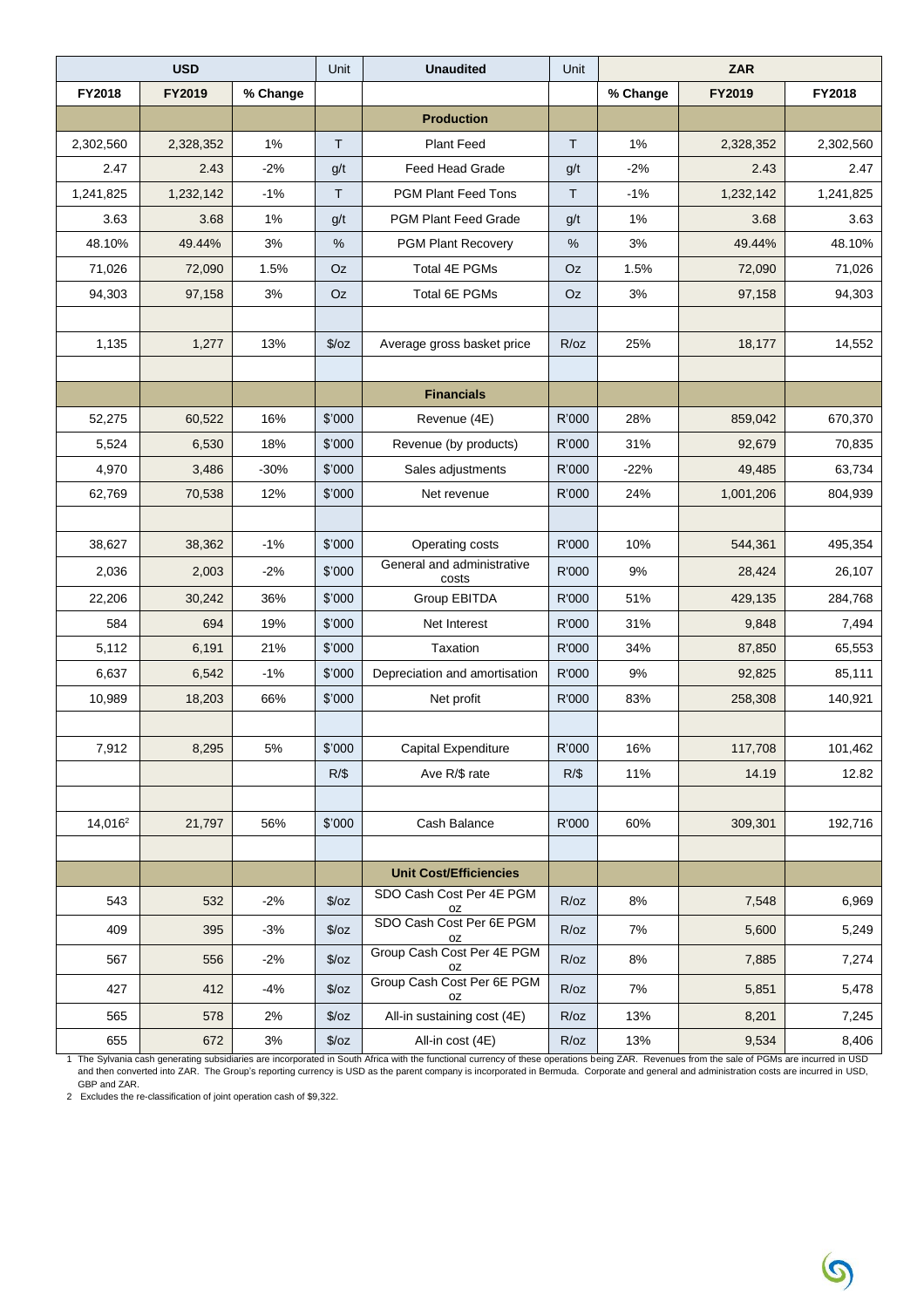| USD | | | Unit | Unaudited | Unit | ZAR | | |
|---|---|---|---|---|---|---|---|---|
| FY2018 | FY2019 | % Change | | | | % Change | FY2019 | FY2018 |
| | | | | **Production** | | | | |
| 2,302,560 | 2,328,352 | 1% | T | Plant Feed | T | 1% | 2,328,352 | 2,302,560 |
| 2.47 | 2.43 | -2% | g/t | Feed Head Grade | g/t | -2% | 2.43 | 2.47 |
| 1,241,825 | 1,232,142 | -1% | T | PGM Plant Feed Tons | T | -1% | 1,232,142 | 1,241,825 |
| 3.63 | 3.68 | 1% | g/t | PGM Plant Feed Grade | g/t | 1% | 3.68 | 3.63 |
| 48.10% | 49.44% | 3% | % | PGM Plant Recovery | % | 3% | 49.44% | 48.10% |
| 71,026 | 72,090 | 1.5% | Oz | Total 4E PGMs | Oz | 1.5% | 72,090 | 71,026 |
| 94,303 | 97,158 | 3% | Oz | Total 6E PGMs | Oz | 3% | 97,158 | 94,303 |
| | | | | | | | | |
| 1,135 | 1,277 | 13% | $/oz | Average gross basket price | R/oz | 25% | 18,177 | 14,552 |
| | | | | | | | | |
| | | | | **Financials** | | | | |
| 52,275 | 60,522 | 16% | $'000 | Revenue (4E) | R'000 | 28% | 859,042 | 670,370 |
| 5,524 | 6,530 | 18% | $'000 | Revenue (by products) | R'000 | 31% | 92,679 | 70,835 |
| 4,970 | 3,486 | -30% | $'000 | Sales adjustments | R'000 | -22% | 49,485 | 63,734 |
| 62,769 | 70,538 | 12% | $'000 | Net revenue | R'000 | 24% | 1,001,206 | 804,939 |
| | | | | | | | | |
| 38,627 | 38,362 | -1% | $'000 | Operating costs | R'000 | 10% | 544,361 | 495,354 |
| 2,036 | 2,003 | -2% | $'000 | General and administrative costs | R'000 | 9% | 28,424 | 26,107 |
| 22,206 | 30,242 | 36% | $'000 | Group EBITDA | R'000 | 51% | 429,135 | 284,768 |
| 584 | 694 | 19% | $'000 | Net Interest | R'000 | 31% | 9,848 | 7,494 |
| 5,112 | 6,191 | 21% | $'000 | Taxation | R'000 | 34% | 87,850 | 65,553 |
| 6,637 | 6,542 | -1% | $'000 | Depreciation and amortisation | R'000 | 9% | 92,825 | 85,111 |
| 10,989 | 18,203 | 66% | $'000 | Net profit | R'000 | 83% | 258,308 | 140,921 |
| | | | | | | | | |
| 7,912 | 8,295 | 5% | $'000 | Capital Expenditure | R'000 | 16% | 117,708 | 101,462 |
| | | | R/$ | Ave R/$ rate | R/$ | 11% | 14.19 | 12.82 |
| | | | | | | | | |
| 14,016[2] | 21,797 | 56% | $'000 | Cash Balance | R'000 | 60% | 309,301 | 192,716 |
| | | | | | | | | |
| | | | | **Unit Cost/Efficiencies** | | | | |
| 543 | 532 | -2% | $/oz | SDO Cash Cost Per 4E PGM oz | R/oz | 8% | 7,548 | 6,969 |
| 409 | 395 | -3% | $/oz | SDO Cash Cost Per 6E PGM oz | R/oz | 7% | 5,600 | 5,249 |
| 567 | 556 | -2% | $/oz | Group Cash Cost Per 4E PGM oz | R/oz | 8% | 7,885 | 7,274 |
| 427 | 412 | -4% | $/oz | Group Cash Cost Per 6E PGM oz | R/oz | 7% | 5,851 | 5,478 |
| 565 | 578 | 2% | $/oz | All-in sustaining cost (4E) | R/oz | 13% | 8,201 | 7,245 |
| 655 | 672 | 3% | $/oz | All-in cost (4E) | R/oz | 13% | 9,534 | 8,406 |

1 The Sylvania cash generating subsidiaries are incorporated in South Africa with the functional currency of these operations being ZAR. Revenues from the sale of PGMs are incurred in USD and then converted into ZAR. The Group's reporting currency is USD as the parent company is incorporated in Bermuda. Corporate and general and administration costs are incurred in USD, GBP and ZAR.

2 Excludes the re-classification of joint operation cash of $9,322.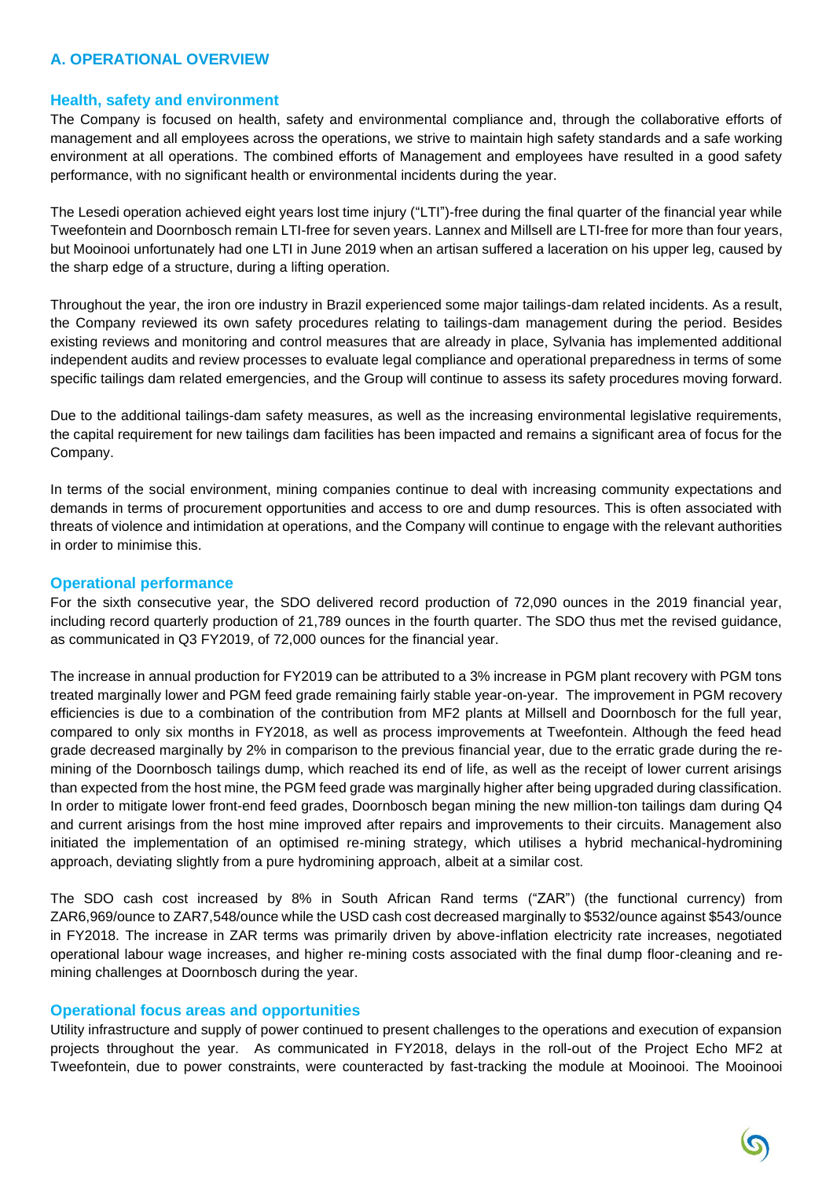## A. OPERATIONAL OVERVIEW

### Health, safety and environment

The Company is focused on health, safety and environmental compliance and, through the collaborative efforts of management and all employees across the operations, we strive to maintain high safety standards and a safe working environment at all operations. The combined efforts of Management and employees have resulted in a good safety performance, with no significant health or environmental incidents during the year.

The Lesedi operation achieved eight years lost time injury ("LTI")-free during the final quarter of the financial year while Tweefontein and Doornbosch remain LTI-free for seven years. Lannex and Millsell are LTI-free for more than four years, but Mooinooi unfortunately had one LTI in June 2019 when an artisan suffered a laceration on his upper leg, caused by the sharp edge of a structure, during a lifting operation.

Throughout the year, the iron ore industry in Brazil experienced some major tailings-dam related incidents. As a result, the Company reviewed its own safety procedures relating to tailings-dam management during the period. Besides existing reviews and monitoring and control measures that are already in place, Sylvania has implemented additional independent audits and review processes to evaluate legal compliance and operational preparedness in terms of some specific tailings dam related emergencies, and the Group will continue to assess its safety procedures moving forward.

Due to the additional tailings-dam safety measures, as well as the increasing environmental legislative requirements, the capital requirement for new tailings dam facilities has been impacted and remains a significant area of focus for the Company.

In terms of the social environment, mining companies continue to deal with increasing community expectations and demands in terms of procurement opportunities and access to ore and dump resources. This is often associated with threats of violence and intimidation at operations, and the Company will continue to engage with the relevant authorities in order to minimise this.

### Operational performance

For the sixth consecutive year, the SDO delivered record production of 72,090 ounces in the 2019 financial year, including record quarterly production of 21,789 ounces in the fourth quarter. The SDO thus met the revised guidance, as communicated in Q3 FY2019, of 72,000 ounces for the financial year.

The increase in annual production for FY2019 can be attributed to a 3% increase in PGM plant recovery with PGM tons treated marginally lower and PGM feed grade remaining fairly stable year-on-year. The improvement in PGM recovery efficiencies is due to a combination of the contribution from MF2 plants at Millsell and Doornbosch for the full year, compared to only six months in FY2018, as well as process improvements at Tweefontein. Although the feed head grade decreased marginally by 2% in comparison to the previous financial year, due to the erratic grade during the re-mining of the Doornbosch tailings dump, which reached its end of life, as well as the receipt of lower current arisings than expected from the host mine, the PGM feed grade was marginally higher after being upgraded during classification. In order to mitigate lower front-end feed grades, Doornbosch began mining the new million-ton tailings dam during Q4 and current arisings from the host mine improved after repairs and improvements to their circuits. Management also initiated the implementation of an optimised re-mining strategy, which utilises a hybrid mechanical-hydromining approach, deviating slightly from a pure hydromining approach, albeit at a similar cost.

The SDO cash cost increased by 8% in South African Rand terms ("ZAR") (the functional currency) from ZAR6,969/ounce to ZAR7,548/ounce while the USD cash cost decreased marginally to $532/ounce against $543/ounce in FY2018. The increase in ZAR terms was primarily driven by above-inflation electricity rate increases, negotiated operational labour wage increases, and higher re-mining costs associated with the final dump floor-cleaning and re-mining challenges at Doornbosch during the year.

### Operational focus areas and opportunities

Utility infrastructure and supply of power continued to present challenges to the operations and execution of expansion projects throughout the year. As communicated in FY2018, delays in the roll-out of the Project Echo MF2 at Tweefontein, due to power constraints, were counteracted by fast-tracking the module at Mooinooi. The Mooinooi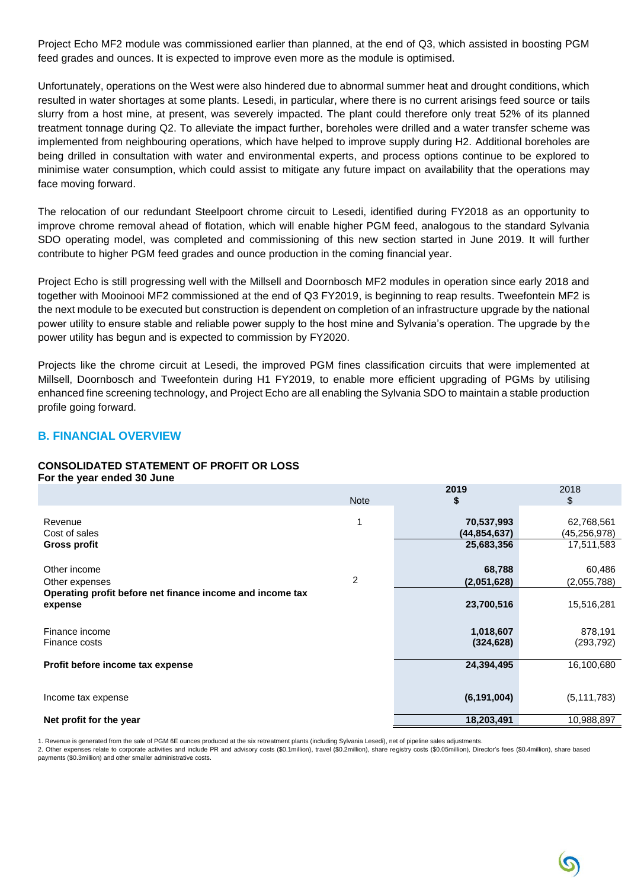Project Echo MF2 module was commissioned earlier than planned, at the end of Q3, which assisted in boosting PGM feed grades and ounces. It is expected to improve even more as the module is optimised.

Unfortunately, operations on the West were also hindered due to abnormal summer heat and drought conditions, which resulted in water shortages at some plants. Lesedi, in particular, where there is no current arisings feed source or tails slurry from a host mine, at present, was severely impacted. The plant could therefore only treat 52% of its planned treatment tonnage during Q2. To alleviate the impact further, boreholes were drilled and a water transfer scheme was implemented from neighbouring operations, which have helped to improve supply during H2. Additional boreholes are being drilled in consultation with water and environmental experts, and process options continue to be explored to minimise water consumption, which could assist to mitigate any future impact on availability that the operations may face moving forward.

The relocation of our redundant Steelpoort chrome circuit to Lesedi, identified during FY2018 as an opportunity to improve chrome removal ahead of flotation, which will enable higher PGM feed, analogous to the standard Sylvania SDO operating model, was completed and commissioning of this new section started in June 2019. It will further contribute to higher PGM feed grades and ounce production in the coming financial year.

Project Echo is still progressing well with the Millsell and Doornbosch MF2 modules in operation since early 2018 and together with Mooinooi MF2 commissioned at the end of Q3 FY2019, is beginning to reap results. Tweefontein MF2 is the next module to be executed but construction is dependent on completion of an infrastructure upgrade by the national power utility to ensure stable and reliable power supply to the host mine and Sylvania's operation. The upgrade by the power utility has begun and is expected to commission by FY2020.

Projects like the chrome circuit at Lesedi, the improved PGM fines classification circuits that were implemented at Millsell, Doornbosch and Tweefontein during H1 FY2019, to enable more efficient upgrading of PGMs by utilising enhanced fine screening technology, and Project Echo are all enabling the Sylvania SDO to maintain a stable production profile going forward.

## B. FINANCIAL OVERVIEW

**CONSOLIDATED STATEMENT OF PROFIT OR LOSS**
**For the year ended 30 June**

| | Note | **2019 $** | 2018 $ |
|---|---|---|---|
| Revenue | 1 | **70,537,993** | 62,768,561 |
| Cost of sales | | **(44,854,637)** | (45,256,978) |
| **Gross profit** | | **25,683,356** | 17,511,583 |
| Other income | | **68,788** | 60,486 |
| Other expenses | 2 | **(2,051,628)** | (2,055,788) |
| **Operating profit before net finance income and income tax expense** | | **23,700,516** | 15,516,281 |
| Finance income | | **1,018,607** | 878,191 |
| Finance costs | | **(324,628)** | (293,792) |
| **Profit before income tax expense** | | **24,394,495** | 16,100,680 |
| Income tax expense | | **(6,191,004)** | (5,111,783) |
| **Net profit for the year** | | **18,203,491** | 10,988,897 |

1. Revenue is generated from the sale of PGM 6E ounces produced at the six retreatment plants (including Sylvania Lesedi), net of pipeline sales adjustments.
2. Other expenses relate to corporate activities and include PR and advisory costs ($0.1million), travel ($0.2million), share registry costs ($0.05million), Director's fees ($0.4million), share based payments ($0.3million) and other smaller administrative costs.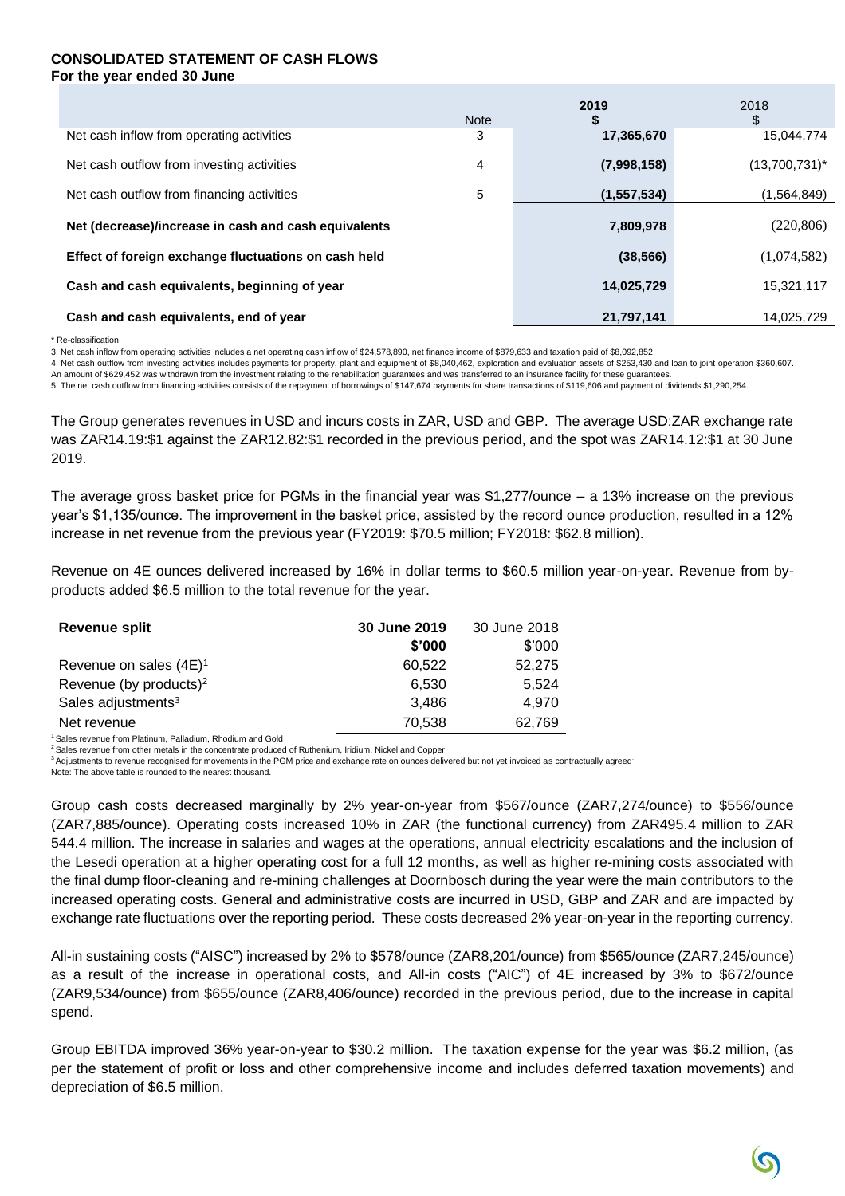## CONSOLIDATED STATEMENT OF CASH FLOWS

**For the year ended 30 June**

| | Note | **2019** **$** | 2018 $ |
|---|---|---|---|
| Net cash inflow from operating activities | 3 | **17,365,670** | 15,044,774 |
| Net cash outflow from investing activities | 4 | **(7,998,158)** | (13,700,731)* |
| Net cash outflow from financing activities | 5 | **(1,557,534)** | (1,564,849) |
| **Net (decrease)/increase in cash and cash equivalents** | | **7,809,978** | (220,806) |
| **Effect of foreign exchange fluctuations on cash held** | | **(38,566)** | (1,074,582) |
| **Cash and cash equivalents, beginning of year** | | **14,025,729** | 15,321,117 |
| **Cash and cash equivalents, end of year** | | **21,797,141** | 14,025,729 |

\* Re-classification

3. Net cash inflow from operating activities includes a net operating cash inflow of $24,578,890, net finance income of $879,633 and taxation paid of $8,092,852;

4. Net cash outflow from investing activities includes payments for property, plant and equipment of $8,040,462, exploration and evaluation assets of $253,430 and loan to joint operation $360,607. An amount of $629,452 was withdrawn from the investment relating to the rehabilitation guarantees and was transferred to an insurance facility for these guarantees.

5. The net cash outflow from financing activities consists of the repayment of borrowings of $147,674 payments for share transactions of $119,606 and payment of dividends $1,290,254.

The Group generates revenues in USD and incurs costs in ZAR, USD and GBP. The average USD:ZAR exchange rate was ZAR14.19:$1 against the ZAR12.82:$1 recorded in the previous period, and the spot was ZAR14.12:$1 at 30 June 2019.

The average gross basket price for PGMs in the financial year was $1,277/ounce – a 13% increase on the previous year's $1,135/ounce. The improvement in the basket price, assisted by the record ounce production, resulted in a 12% increase in net revenue from the previous year (FY2019: $70.5 million; FY2018: $62.8 million).

Revenue on 4E ounces delivered increased by 16% in dollar terms to $60.5 million year-on-year. Revenue from by-products added $6.5 million to the total revenue for the year.

| **Revenue split** | **30 June 2019** **$'000** | 30 June 2018 $'000 |
|---|---|---|
| Revenue on sales (4E)[1] | 60,522 | 52,275 |
| Revenue (by products)[2] | 6,530 | 5,524 |
| Sales adjustments[3] | 3,486 | 4,970 |
| Net revenue | 70,538 | 62,769 |

[1] Sales revenue from Platinum, Palladium, Rhodium and Gold

[2] Sales revenue from other metals in the concentrate produced of Ruthenium, Iridium, Nickel and Copper

[3] Adjustments to revenue recognised for movements in the PGM price and exchange rate on ounces delivered but not yet invoiced as contractually agreed

Note: The above table is rounded to the nearest thousand.

Group cash costs decreased marginally by 2% year-on-year from $567/ounce (ZAR7,274/ounce) to $556/ounce (ZAR7,885/ounce). Operating costs increased 10% in ZAR (the functional currency) from ZAR495.4 million to ZAR 544.4 million. The increase in salaries and wages at the operations, annual electricity escalations and the inclusion of the Lesedi operation at a higher operating cost for a full 12 months, as well as higher re-mining costs associated with the final dump floor-cleaning and re-mining challenges at Doornbosch during the year were the main contributors to the increased operating costs. General and administrative costs are incurred in USD, GBP and ZAR and are impacted by exchange rate fluctuations over the reporting period. These costs decreased 2% year-on-year in the reporting currency.

All-in sustaining costs ("AISC") increased by 2% to $578/ounce (ZAR8,201/ounce) from $565/ounce (ZAR7,245/ounce) as a result of the increase in operational costs, and All-in costs ("AIC") of 4E increased by 3% to $672/ounce (ZAR9,534/ounce) from $655/ounce (ZAR8,406/ounce) recorded in the previous period, due to the increase in capital spend.

Group EBITDA improved 36% year-on-year to $30.2 million. The taxation expense for the year was $6.2 million, (as per the statement of profit or loss and other comprehensive income and includes deferred taxation movements) and depreciation of $6.5 million.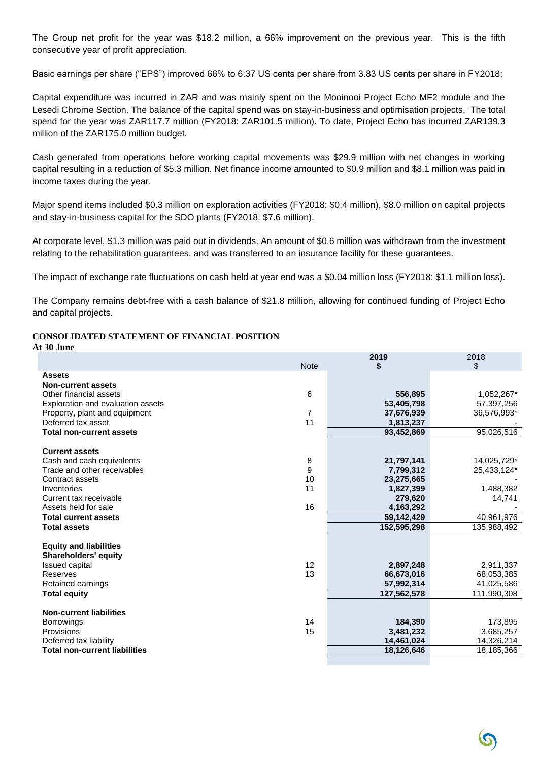The Group net profit for the year was $18.2 million, a 66% improvement on the previous year. This is the fifth consecutive year of profit appreciation.

Basic earnings per share ("EPS") improved 66% to 6.37 US cents per share from 3.83 US cents per share in FY2018;

Capital expenditure was incurred in ZAR and was mainly spent on the Mooinooi Project Echo MF2 module and the Lesedi Chrome Section. The balance of the capital spend was on stay-in-business and optimisation projects. The total spend for the year was ZAR117.7 million (FY2018: ZAR101.5 million). To date, Project Echo has incurred ZAR139.3 million of the ZAR175.0 million budget.

Cash generated from operations before working capital movements was $29.9 million with net changes in working capital resulting in a reduction of $5.3 million. Net finance income amounted to $0.9 million and $8.1 million was paid in income taxes during the year.

Major spend items included $0.3 million on exploration activities (FY2018: $0.4 million), $8.0 million on capital projects and stay-in-business capital for the SDO plants (FY2018: $7.6 million).

At corporate level, $1.3 million was paid out in dividends. An amount of $0.6 million was withdrawn from the investment relating to the rehabilitation guarantees, and was transferred to an insurance facility for these guarantees.

The impact of exchange rate fluctuations on cash held at year end was a $0.04 million loss (FY2018: $1.1 million loss).

The Company remains debt-free with a cash balance of $21.8 million, allowing for continued funding of Project Echo and capital projects.

## CONSOLIDATED STATEMENT OF FINANCIAL POSITION

**At 30 June**

| | Note | 2019 $ | 2018 $ |
|---|---|---|---|
| **Assets** | | | |
| **Non-current assets** | | | |
| Other financial assets | 6 | **556,895** | 1,052,267* |
| Exploration and evaluation assets | | **53,405,798** | 57,397,256 |
| Property, plant and equipment | 7 | **37,676,939** | 36,576,993* |
| Deferred tax asset | 11 | **1,813,237** | - |
| **Total non-current assets** | | **93,452,869** | 95,026,516 |
| | | | |
| **Current assets** | | | |
| Cash and cash equivalents | 8 | **21,797,141** | 14,025,729* |
| Trade and other receivables | 9 | **7,799,312** | 25,433,124* |
| Contract assets | 10 | **23,275,665** | - |
| Inventories | 11 | **1,827,399** | 1,488,382 |
| Current tax receivable | | **279,620** | 14,741 |
| Assets held for sale | 16 | **4,163,292** | - |
| **Total current assets** | | **59,142,429** | 40,961,976 |
| **Total assets** | | **152,595,298** | 135,988,492 |
| | | | |
| **Equity and liabilities** | | | |
| **Shareholders' equity** | | | |
| Issued capital | 12 | **2,897,248** | 2,911,337 |
| Reserves | 13 | **66,673,016** | 68,053,385 |
| Retained earnings | | **57,992,314** | 41,025,586 |
| **Total equity** | | **127,562,578** | 111,990,308 |
| | | | |
| **Non-current liabilities** | | | |
| Borrowings | 14 | **184,390** | 173,895 |
| Provisions | 15 | **3,481,232** | 3,685,257 |
| Deferred tax liability | | **14,461,024** | 14,326,214 |
| **Total non-current liabilities** | | **18,126,646** | 18,185,366 |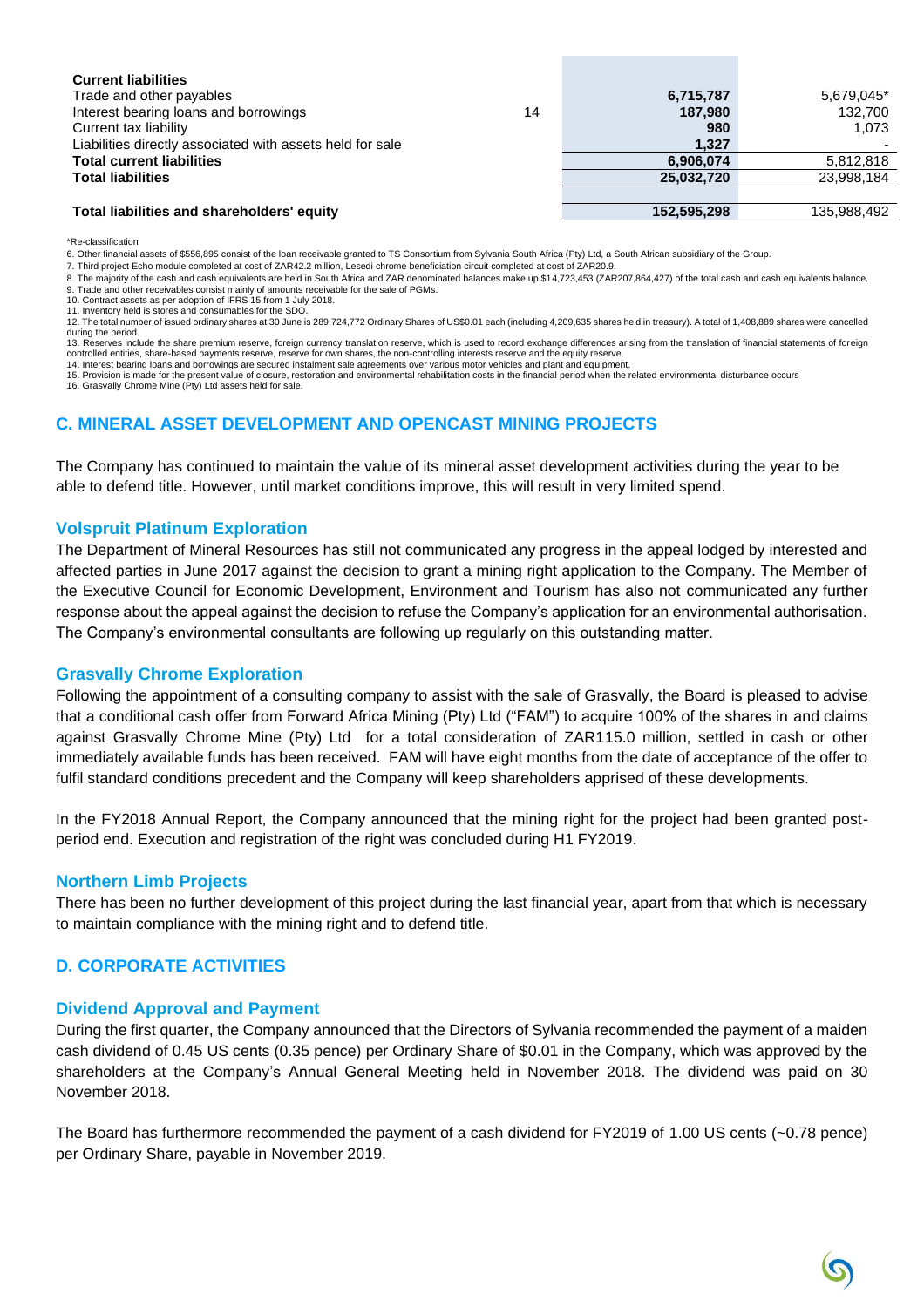| | Note | | |
|---|---|---|---|
| **Current liabilities** | | | |
| Trade and other payables | | **6,715,787** | 5,679,045* |
| Interest bearing loans and borrowings | 14 | **187,980** | 132,700 |
| Current tax liability | | **980** | 1,073 |
| Liabilities directly associated with assets held for sale | | **1,327** | - |
| **Total current liabilities** | | **6,906,074** | 5,812,818 |
| **Total liabilities** | | **25,032,720** | 23,998,184 |
| | | | |
| **Total liabilities and shareholders' equity** | | **152,595,298** | 135,988,492 |

*Re-classification

6. Other financial assets of $556,895 consist of the loan receivable granted to TS Consortium from Sylvania South Africa (Pty) Ltd, a South African subsidiary of the Group.
7. Third project Echo module completed at cost of ZAR42.2 million, Lesedi chrome beneficiation circuit completed at cost of ZAR20.9.
8. The majority of the cash and cash equivalents are held in South Africa and ZAR denominated balances make up $14,723,453 (ZAR207,864,427) of the total cash and cash equivalents balance.
9. Trade and other receivables consist mainly of amounts receivable for the sale of PGMs.
10. Contract assets as per adoption of IFRS 15 from 1 July 2018.
11. Inventory held is stores and consumables for the SDO.
12. The total number of issued ordinary shares at 30 June is 289,724,772 Ordinary Shares of US$0.01 each (including 4,209,635 shares held in treasury). A total of 1,408,889 shares were cancelled during the period.
13. Reserves include the share premium reserve, foreign currency translation reserve, which is used to record exchange differences arising from the translation of financial statements of foreign controlled entities, share-based payments reserve, reserve for own shares, the non-controlling interests reserve and the equity reserve.
14. Interest bearing loans and borrowings are secured instalment sale agreements over various motor vehicles and plant and equipment.
15. Provision is made for the present value of closure, restoration and environmental rehabilitation costs in the financial period when the related environmental disturbance occurs
16. Grasvally Chrome Mine (Pty) Ltd assets held for sale.

## C. MINERAL ASSET DEVELOPMENT AND OPENCAST MINING PROJECTS

The Company has continued to maintain the value of its mineral asset development activities during the year to be able to defend title. However, until market conditions improve, this will result in very limited spend.

### Volspruit Platinum Exploration

The Department of Mineral Resources has still not communicated any progress in the appeal lodged by interested and affected parties in June 2017 against the decision to grant a mining right application to the Company. The Member of the Executive Council for Economic Development, Environment and Tourism has also not communicated any further response about the appeal against the decision to refuse the Company's application for an environmental authorisation. The Company's environmental consultants are following up regularly on this outstanding matter.

### Grasvally Chrome Exploration

Following the appointment of a consulting company to assist with the sale of Grasvally, the Board is pleased to advise that a conditional cash offer from Forward Africa Mining (Pty) Ltd ("FAM") to acquire 100% of the shares in and claims against Grasvally Chrome Mine (Pty) Ltd for a total consideration of ZAR115.0 million, settled in cash or other immediately available funds has been received. FAM will have eight months from the date of acceptance of the offer to fulfil standard conditions precedent and the Company will keep shareholders apprised of these developments.

In the FY2018 Annual Report, the Company announced that the mining right for the project had been granted post-period end. Execution and registration of the right was concluded during H1 FY2019.

### Northern Limb Projects

There has been no further development of this project during the last financial year, apart from that which is necessary to maintain compliance with the mining right and to defend title.

## D. CORPORATE ACTIVITIES

### Dividend Approval and Payment

During the first quarter, the Company announced that the Directors of Sylvania recommended the payment of a maiden cash dividend of 0.45 US cents (0.35 pence) per Ordinary Share of $0.01 in the Company, which was approved by the shareholders at the Company's Annual General Meeting held in November 2018. The dividend was paid on 30 November 2018.

The Board has furthermore recommended the payment of a cash dividend for FY2019 of 1.00 US cents (~0.78 pence) per Ordinary Share, payable in November 2019.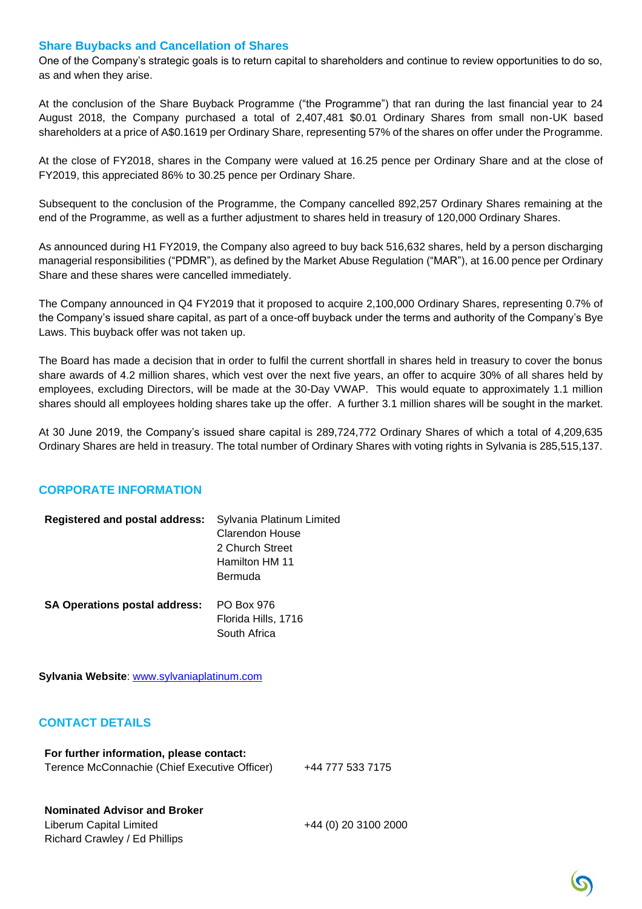## Share Buybacks and Cancellation of Shares

One of the Company's strategic goals is to return capital to shareholders and continue to review opportunities to do so, as and when they arise.

At the conclusion of the Share Buyback Programme ("the Programme") that ran during the last financial year to 24 August 2018, the Company purchased a total of 2,407,481 $0.01 Ordinary Shares from small non-UK based shareholders at a price of A$0.1619 per Ordinary Share, representing 57% of the shares on offer under the Programme.

At the close of FY2018, shares in the Company were valued at 16.25 pence per Ordinary Share and at the close of FY2019, this appreciated 86% to 30.25 pence per Ordinary Share.

Subsequent to the conclusion of the Programme, the Company cancelled 892,257 Ordinary Shares remaining at the end of the Programme, as well as a further adjustment to shares held in treasury of 120,000 Ordinary Shares.

As announced during H1 FY2019, the Company also agreed to buy back 516,632 shares, held by a person discharging managerial responsibilities ("PDMR"), as defined by the Market Abuse Regulation ("MAR"), at 16.00 pence per Ordinary Share and these shares were cancelled immediately.

The Company announced in Q4 FY2019 that it proposed to acquire 2,100,000 Ordinary Shares, representing 0.7% of the Company's issued share capital, as part of a once-off buyback under the terms and authority of the Company's Bye Laws. This buyback offer was not taken up.

The Board has made a decision that in order to fulfil the current shortfall in shares held in treasury to cover the bonus share awards of 4.2 million shares, which vest over the next five years, an offer to acquire 30% of all shares held by employees, excluding Directors, will be made at the 30-Day VWAP. This would equate to approximately 1.1 million shares should all employees holding shares take up the offer. A further 3.1 million shares will be sought in the market.

At 30 June 2019, the Company's issued share capital is 289,724,772 Ordinary Shares of which a total of 4,209,635 Ordinary Shares are held in treasury. The total number of Ordinary Shares with voting rights in Sylvania is 285,515,137.

## CORPORATE INFORMATION

**Registered and postal address:**
Sylvania Platinum Limited
Clarendon House
2 Church Street
Hamilton HM 11
Bermuda

**SA Operations postal address:**
PO Box 976
Florida Hills, 1716
South Africa

**Sylvania Website**: www.sylvaniaplatinum.com

## CONTACT DETAILS

**For further information, please contact:**
Terence McConnachie (Chief Executive Officer) +44 777 533 7175

**Nominated Advisor and Broker**
Liberum Capital Limited +44 (0) 20 3100 2000
Richard Crawley / Ed Phillips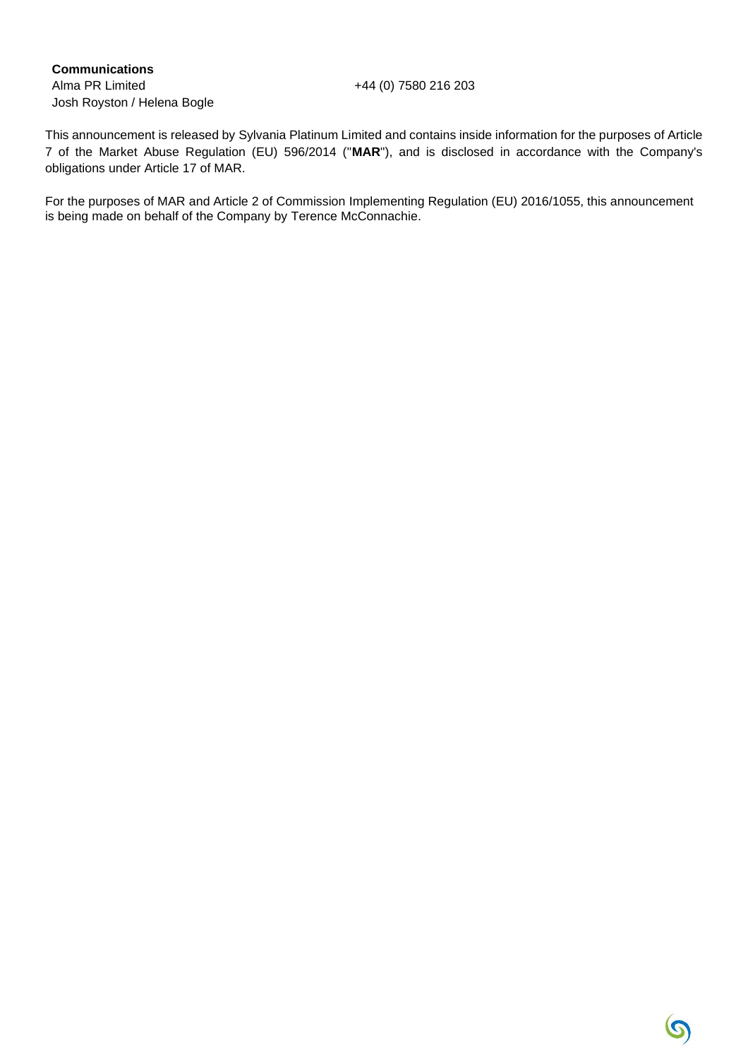**Communications**

Alma PR Limited | +44 (0) 7580 216 203

Josh Royston / Helena Bogle

This announcement is released by Sylvania Platinum Limited and contains inside information for the purposes of Article 7 of the Market Abuse Regulation (EU) 596/2014 ("**MAR**"), and is disclosed in accordance with the Company's obligations under Article 17 of MAR.

For the purposes of MAR and Article 2 of Commission Implementing Regulation (EU) 2016/1055, this announcement is being made on behalf of the Company by Terence McConnachie.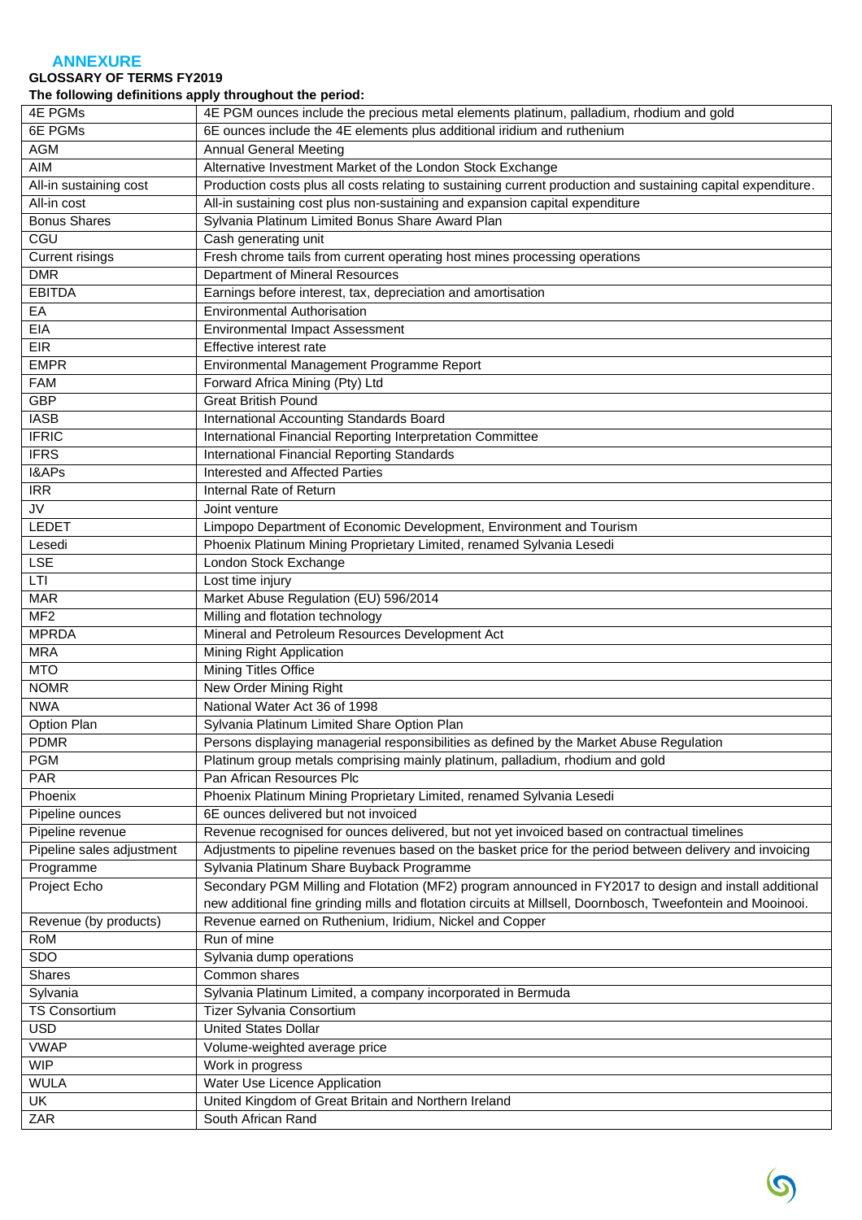## ANNEXURE

**GLOSSARY OF TERMS FY2019**

**The following definitions apply throughout the period:**

| | |
|---|---|
| 4E PGMs | 4E PGM ounces include the precious metal elements platinum, palladium, rhodium and gold |
| 6E PGMs | 6E ounces include the 4E elements plus additional iridium and ruthenium |
| AGM | Annual General Meeting |
| AIM | Alternative Investment Market of the London Stock Exchange |
| All-in sustaining cost | Production costs plus all costs relating to sustaining current production and sustaining capital expenditure. |
| All-in cost | All-in sustaining cost plus non-sustaining and expansion capital expenditure |
| Bonus Shares | Sylvania Platinum Limited Bonus Share Award Plan |
| CGU | Cash generating unit |
| Current risings | Fresh chrome tails from current operating host mines processing operations |
| DMR | Department of Mineral Resources |
| EBITDA | Earnings before interest, tax, depreciation and amortisation |
| EA | Environmental Authorisation |
| EIA | Environmental Impact Assessment |
| EIR | Effective interest rate |
| EMPR | Environmental Management Programme Report |
| FAM | Forward Africa Mining (Pty) Ltd |
| GBP | Great British Pound |
| IASB | International Accounting Standards Board |
| IFRIC | International Financial Reporting Interpretation Committee |
| IFRS | International Financial Reporting Standards |
| I&APs | Interested and Affected Parties |
| IRR | Internal Rate of Return |
| JV | Joint venture |
| LEDET | Limpopo Department of Economic Development, Environment and Tourism |
| Lesedi | Phoenix Platinum Mining Proprietary Limited, renamed Sylvania Lesedi |
| LSE | London Stock Exchange |
| LTI | Lost time injury |
| MAR | Market Abuse Regulation (EU) 596/2014 |
| MF2 | Milling and flotation technology |
| MPRDA | Mineral and Petroleum Resources Development Act |
| MRA | Mining Right Application |
| MTO | Mining Titles Office |
| NOMR | New Order Mining Right |
| NWA | National Water Act 36 of 1998 |
| Option Plan | Sylvania Platinum Limited Share Option Plan |
| PDMR | Persons displaying managerial responsibilities as defined by the Market Abuse Regulation |
| PGM | Platinum group metals comprising mainly platinum, palladium, rhodium and gold |
| PAR | Pan African Resources Plc |
| Phoenix | Phoenix Platinum Mining Proprietary Limited, renamed Sylvania Lesedi |
| Pipeline ounces | 6E ounces delivered but not invoiced |
| Pipeline revenue | Revenue recognised for ounces delivered, but not yet invoiced based on contractual timelines |
| Pipeline sales adjustment | Adjustments to pipeline revenues based on the basket price for the period between delivery and invoicing |
| Programme | Sylvania Platinum Share Buyback Programme |
| Project Echo | Secondary PGM Milling and Flotation (MF2) program announced in FY2017 to design and install additional new additional fine grinding mills and flotation circuits at Millsell, Doornbosch, Tweefontein and Mooinooi. |
| Revenue (by products) | Revenue earned on Ruthenium, Iridium, Nickel and Copper |
| RoM | Run of mine |
| SDO | Sylvania dump operations |
| Shares | Common shares |
| Sylvania | Sylvania Platinum Limited, a company incorporated in Bermuda |
| TS Consortium | Tizer Sylvania Consortium |
| USD | United States Dollar |
| VWAP | Volume-weighted average price |
| WIP | Work in progress |
| WULA | Water Use Licence Application |
| UK | United Kingdom of Great Britain and Northern Ireland |
| ZAR | South African Rand |